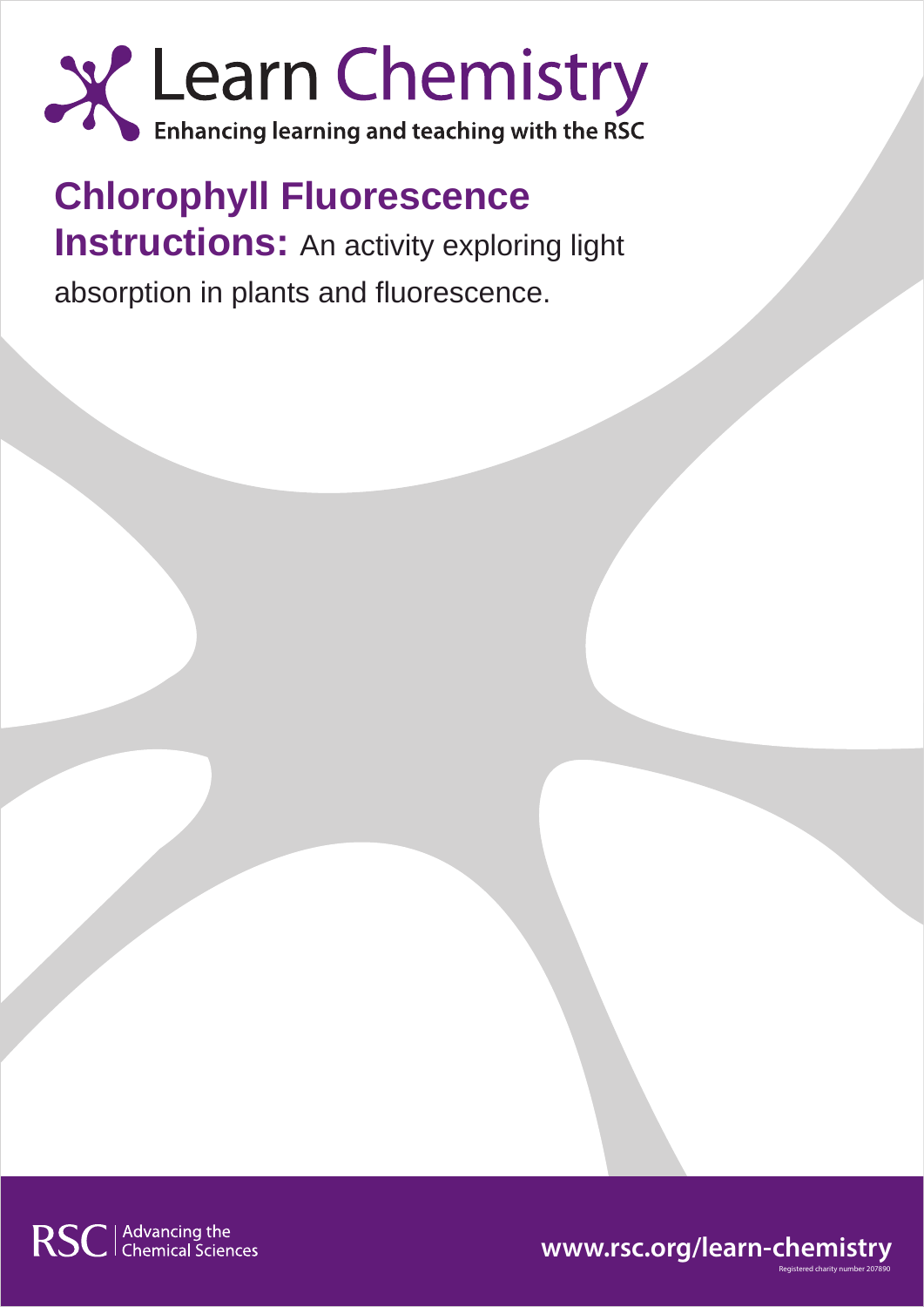# Learn Chemistry

Enhancing learning and teaching with the RSC

## Chlorophyll Fluorescence

**Instructions:** An activity exploring light absorption in plants and fluorescence.

RSC | Advancing the Chemical Sciences

www.rsc.org/learn-chemistry

Registered charity number 207890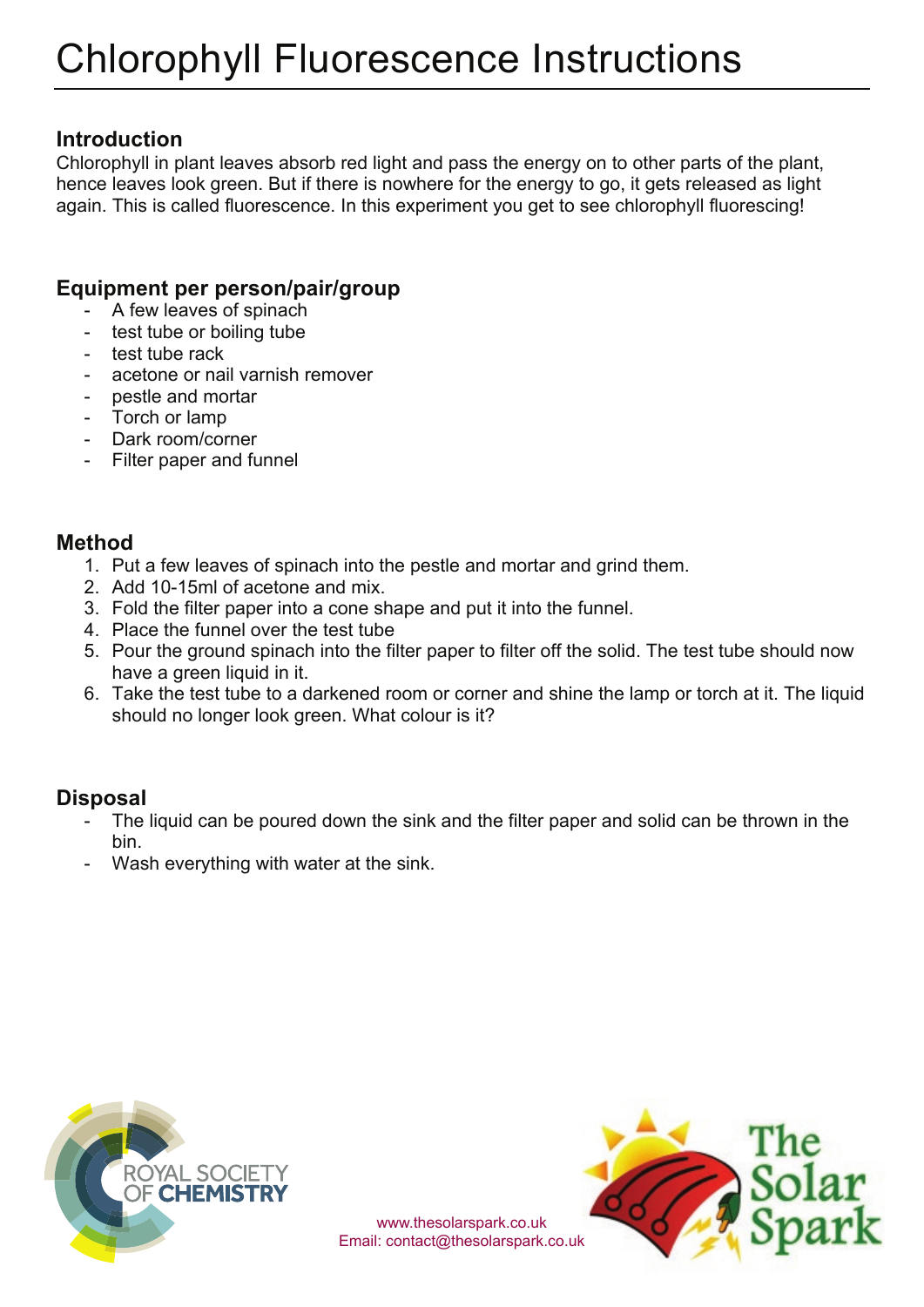# Chlorophyll Fluorescence Instructions

## Introduction

Chlorophyll in plant leaves absorb red light and pass the energy on to other parts of the plant, hence leaves look green. But if there is nowhere for the energy to go, it gets released as light again. This is called fluorescence. In this experiment you get to see chlorophyll fluorescing!

## Equipment per person/pair/group

- A few leaves of spinach
- test tube or boiling tube
- test tube rack
- acetone or nail varnish remover
- pestle and mortar
- Torch or lamp
- Dark room/corner
- Filter paper and funnel

## Method

1. Put a few leaves of spinach into the pestle and mortar and grind them.
2. Add 10-15ml of acetone and mix.
3. Fold the filter paper into a cone shape and put it into the funnel.
4. Place the funnel over the test tube
5. Pour the ground spinach into the filter paper to filter off the solid. The test tube should now have a green liquid in it.
6. Take the test tube to a darkened room or corner and shine the lamp or torch at it. The liquid should no longer look green. What colour is it?

## Disposal

- The liquid can be poured down the sink and the filter paper and solid can be thrown in the bin.
- Wash everything with water at the sink.

ROYAL SOCIETY OF CHEMISTRY

www.thesolarspark.co.uk
Email: contact@thesolarspark.co.uk

The Solar Spark